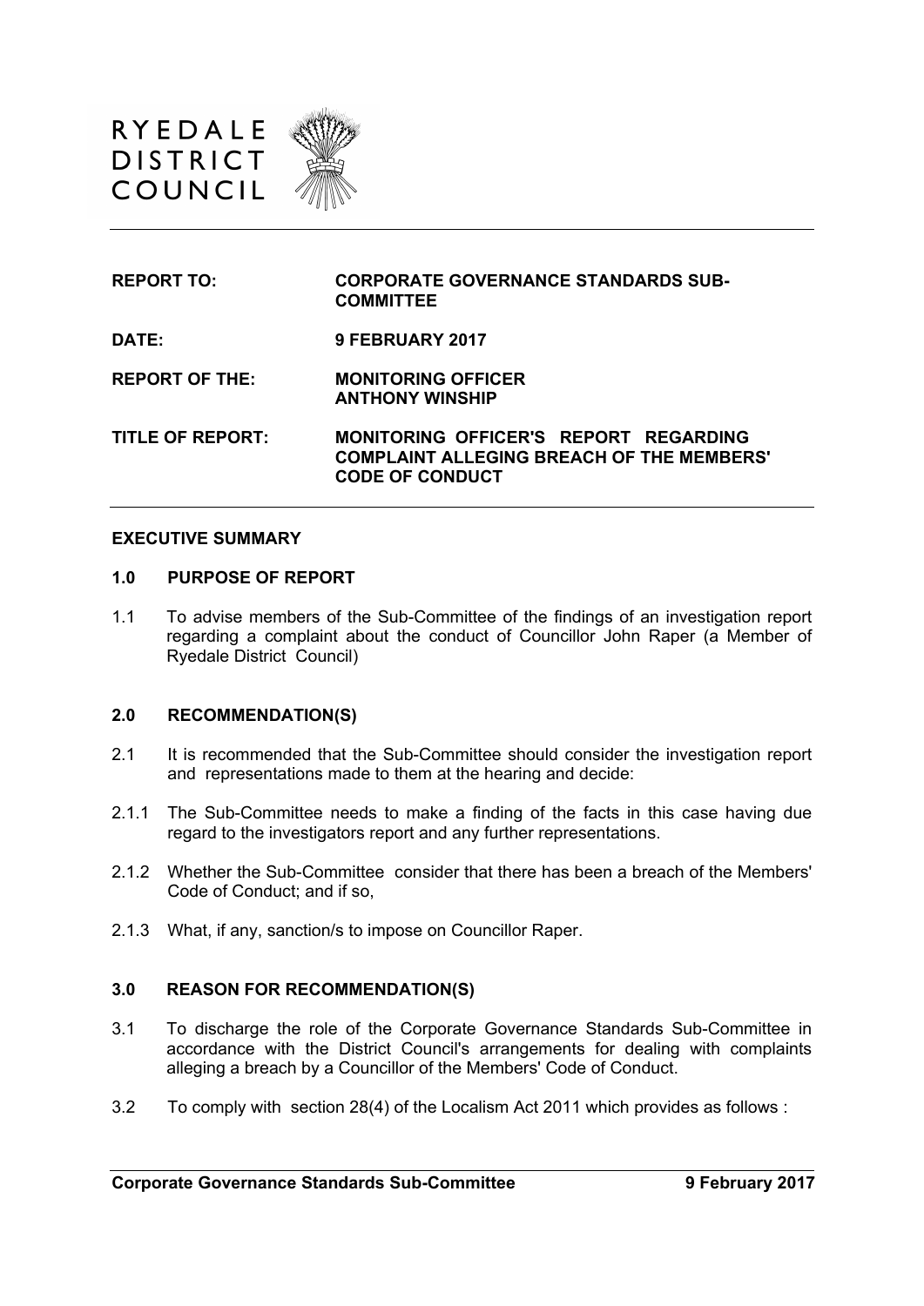RYEDALE
DISTRICT
COUNCIL

| | |
|---|---|
| **REPORT TO:** | **CORPORATE GOVERNANCE STANDARDS SUB-COMMITTEE** |
| **DATE:** | **9 FEBRUARY 2017** |
| **REPORT OF THE:** | **MONITORING OFFICER ANTHONY WINSHIP** |
| **TITLE OF REPORT:** | **MONITORING OFFICER'S REPORT REGARDING COMPLAINT ALLEGING BREACH OF THE MEMBERS' CODE OF CONDUCT** |

## EXECUTIVE SUMMARY

### 1.0 PURPOSE OF REPORT

1.1 To advise members of the Sub-Committee of the findings of an investigation report regarding a complaint about the conduct of Councillor John Raper (a Member of Ryedale District Council)

### 2.0 RECOMMENDATION(S)

2.1 It is recommended that the Sub-Committee should consider the investigation report and representations made to them at the hearing and decide:

2.1.1 The Sub-Committee needs to make a finding of the facts in this case having due regard to the investigators report and any further representations.

2.1.2 Whether the Sub-Committee consider that there has been a breach of the Members' Code of Conduct; and if so,

2.1.3 What, if any, sanction/s to impose on Councillor Raper.

### 3.0 REASON FOR RECOMMENDATION(S)

3.1 To discharge the role of the Corporate Governance Standards Sub-Committee in accordance with the District Council's arrangements for dealing with complaints alleging a breach by a Councillor of the Members' Code of Conduct.

3.2 To comply with section 28(4) of the Localism Act 2011 which provides as follows :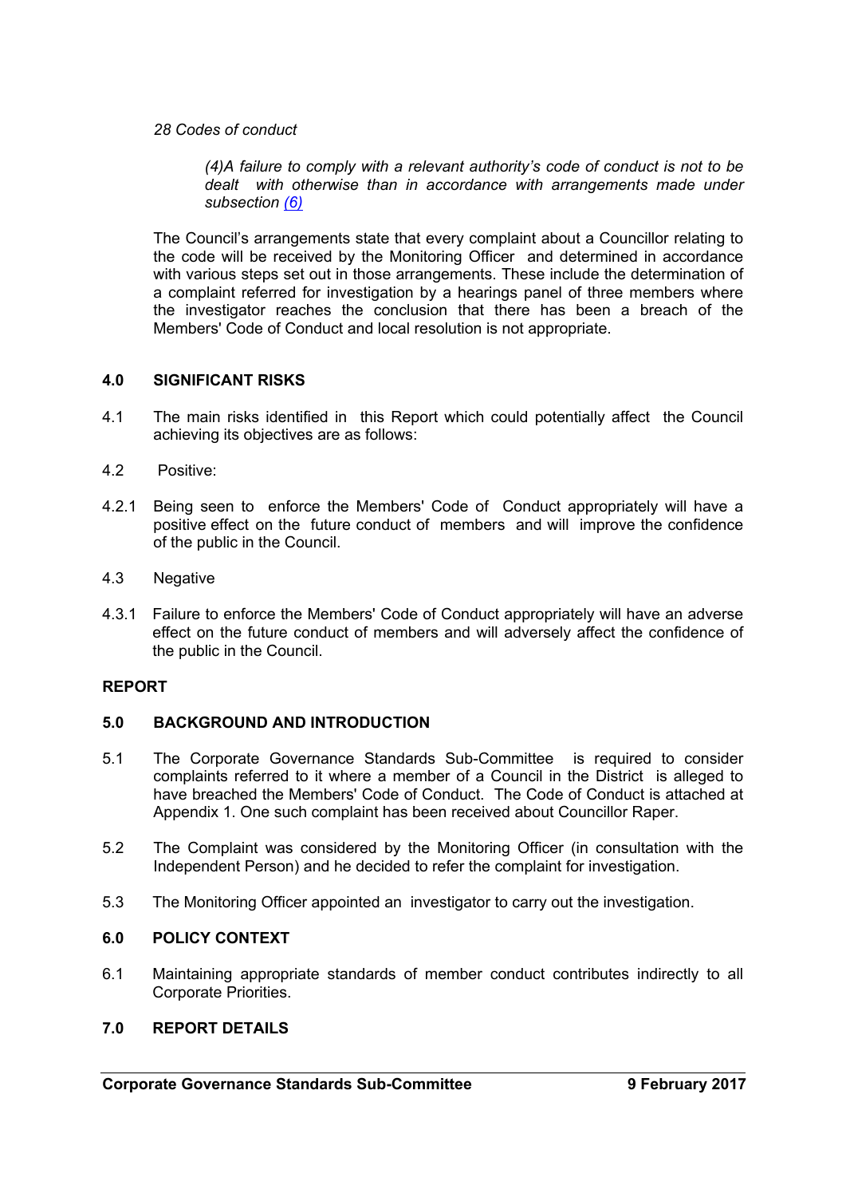*28 Codes of conduct*

> *(4)A failure to comply with a relevant authority's code of conduct is not to be dealt with otherwise than in accordance with arrangements made under subsection (6)*

The Council's arrangements state that every complaint about a Councillor relating to the code will be received by the Monitoring Officer and determined in accordance with various steps set out in those arrangements. These include the determination of a complaint referred for investigation by a hearings panel of three members where the investigator reaches the conclusion that there has been a breach of the Members' Code of Conduct and local resolution is not appropriate.

## 4.0 SIGNIFICANT RISKS

4.1 The main risks identified in this Report which could potentially affect the Council achieving its objectives are as follows:

4.2 Positive:

4.2.1 Being seen to enforce the Members' Code of Conduct appropriately will have a positive effect on the future conduct of members and will improve the confidence of the public in the Council.

4.3 Negative

4.3.1 Failure to enforce the Members' Code of Conduct appropriately will have an adverse effect on the future conduct of members and will adversely affect the confidence of the public in the Council.

# REPORT

## 5.0 BACKGROUND AND INTRODUCTION

5.1 The Corporate Governance Standards Sub-Committee is required to consider complaints referred to it where a member of a Council in the District is alleged to have breached the Members' Code of Conduct. The Code of Conduct is attached at Appendix 1. One such complaint has been received about Councillor Raper.

5.2 The Complaint was considered by the Monitoring Officer (in consultation with the Independent Person) and he decided to refer the complaint for investigation.

5.3 The Monitoring Officer appointed an investigator to carry out the investigation.

## 6.0 POLICY CONTEXT

6.1 Maintaining appropriate standards of member conduct contributes indirectly to all Corporate Priorities.

## 7.0 REPORT DETAILS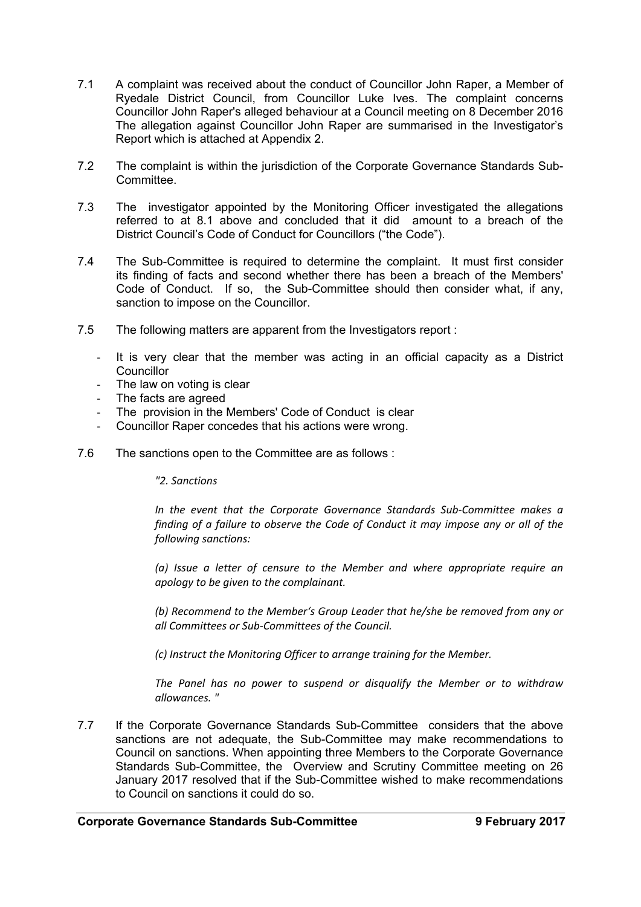7.1 A complaint was received about the conduct of Councillor John Raper, a Member of Ryedale District Council, from Councillor Luke Ives. The complaint concerns Councillor John Raper's alleged behaviour at a Council meeting on 8 December 2016 The allegation against Councillor John Raper are summarised in the Investigator's Report which is attached at Appendix 2.

7.2 The complaint is within the jurisdiction of the Corporate Governance Standards Sub-Committee.

7.3 The investigator appointed by the Monitoring Officer investigated the allegations referred to at 8.1 above and concluded that it did amount to a breach of the District Council's Code of Conduct for Councillors ("the Code").

7.4 The Sub-Committee is required to determine the complaint. It must first consider its finding of facts and second whether there has been a breach of the Members' Code of Conduct. If so, the Sub-Committee should then consider what, if any, sanction to impose on the Councillor.

7.5 The following matters are apparent from the Investigators report :

- It is very clear that the member was acting in an official capacity as a District Councillor
- The law on voting is clear
- The facts are agreed
- The provision in the Members' Code of Conduct is clear
- Councillor Raper concedes that his actions were wrong.

7.6 The sanctions open to the Committee are as follows :

> *"2. Sanctions*
>
> *In the event that the Corporate Governance Standards Sub-Committee makes a finding of a failure to observe the Code of Conduct it may impose any or all of the following sanctions:*
>
> *(a) Issue a letter of censure to the Member and where appropriate require an apology to be given to the complainant.*
>
> *(b) Recommend to the Member's Group Leader that he/she be removed from any or all Committees or Sub-Committees of the Council.*
>
> *(c) Instruct the Monitoring Officer to arrange training for the Member.*
>
> *The Panel has no power to suspend or disqualify the Member or to withdraw allowances. "*

7.7 If the Corporate Governance Standards Sub-Committee considers that the above sanctions are not adequate, the Sub-Committee may make recommendations to Council on sanctions. When appointing three Members to the Corporate Governance Standards Sub-Committee, the Overview and Scrutiny Committee meeting on 26 January 2017 resolved that if the Sub-Committee wished to make recommendations to Council on sanctions it could do so.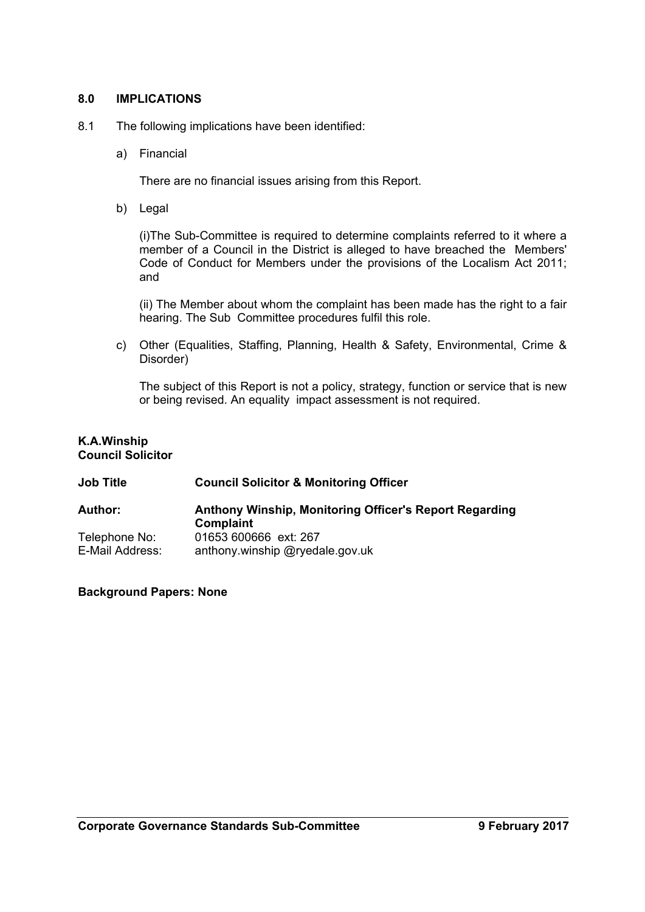## 8.0 IMPLICATIONS

8.1 The following implications have been identified:

a) Financial

There are no financial issues arising from this Report.

b) Legal

(i)The Sub-Committee is required to determine complaints referred to it where a member of a Council in the District is alleged to have breached the Members' Code of Conduct for Members under the provisions of the Localism Act 2011; and

(ii) The Member about whom the complaint has been made has the right to a fair hearing. The Sub Committee procedures fulfil this role.

c) Other (Equalities, Staffing, Planning, Health & Safety, Environmental, Crime & Disorder)

The subject of this Report is not a policy, strategy, function or service that is new or being revised. An equality impact assessment is not required.

**K.A.Winship**
**Council Solicitor**

| | |
|---|---|
| **Job Title** | **Council Solicitor & Monitoring Officer** |
| **Author:** | **Anthony Winship, Monitoring Officer's Report Regarding Complaint** |
| Telephone No: | 01653 600666 ext: 267 |
| E-Mail Address: | anthony.winship @ryedale.gov.uk |

**Background Papers: None**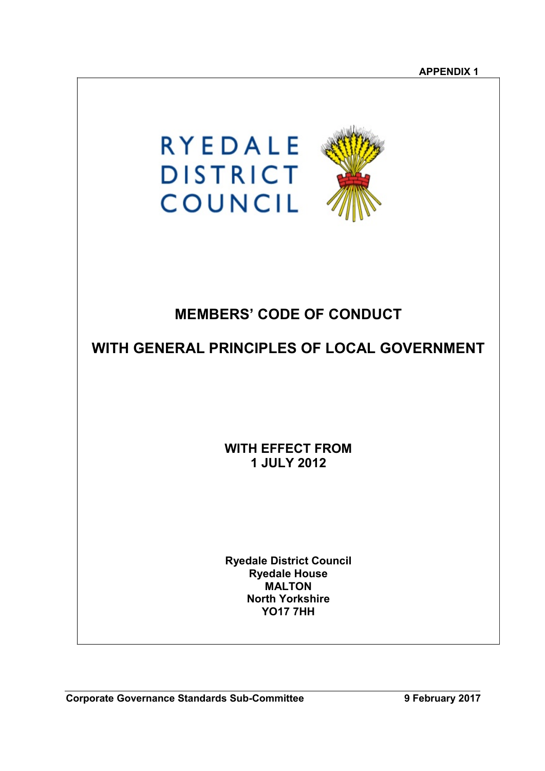**APPENDIX 1**

RYEDALE DISTRICT COUNCIL

# MEMBERS' CODE OF CONDUCT

# WITH GENERAL PRINCIPLES OF LOCAL GOVERNMENT

**WITH EFFECT FROM**
**1 JULY 2012**

**Ryedale District Council**
**Ryedale House**
**MALTON**
**North Yorkshire**
**YO17 7HH**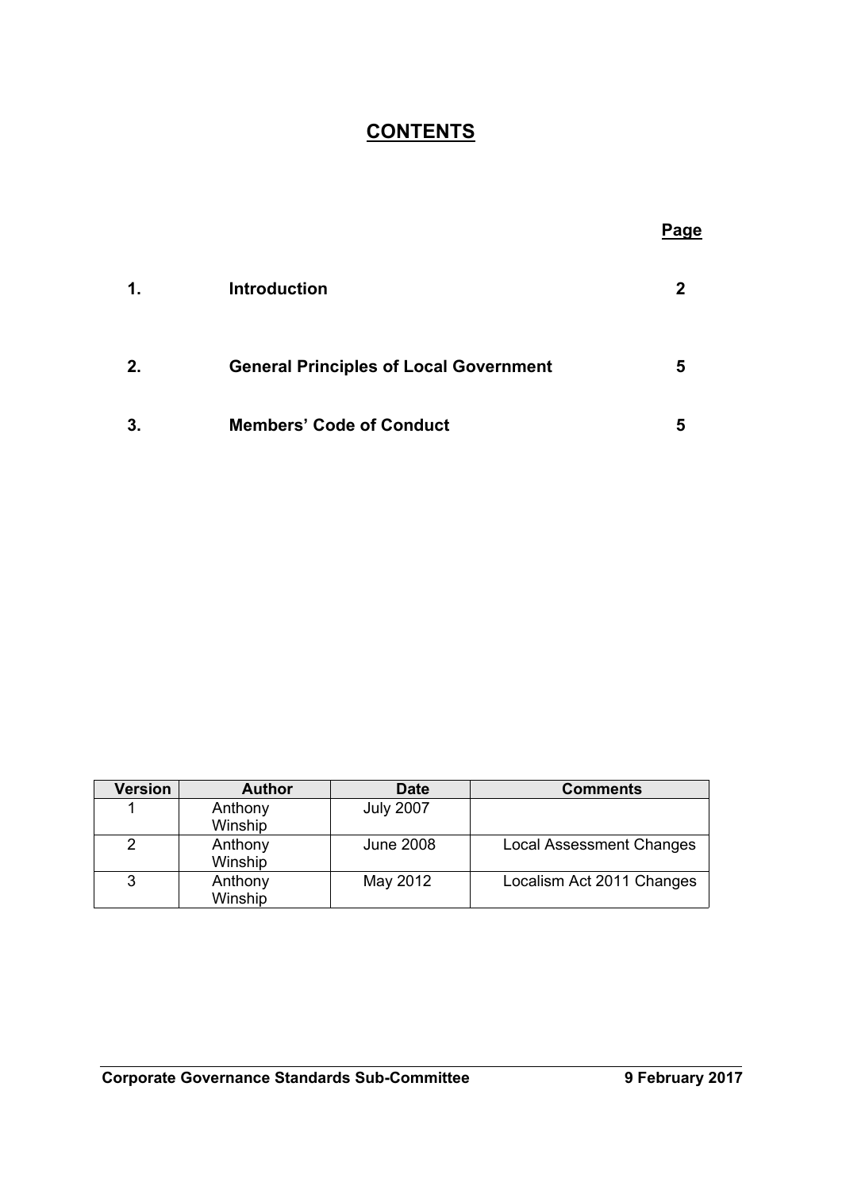# CONTENTS

| | | Page |
|---|---|---|
| **1.** | **Introduction** | **2** |
| **2.** | **General Principles of Local Government** | **5** |
| **3.** | **Members' Code of Conduct** | **5** |

| Version | Author | Date | Comments |
|---|---|---|---|
| 1 | Anthony Winship | July 2007 | |
| 2 | Anthony Winship | June 2008 | Local Assessment Changes |
| 3 | Anthony Winship | May 2012 | Localism Act 2011 Changes |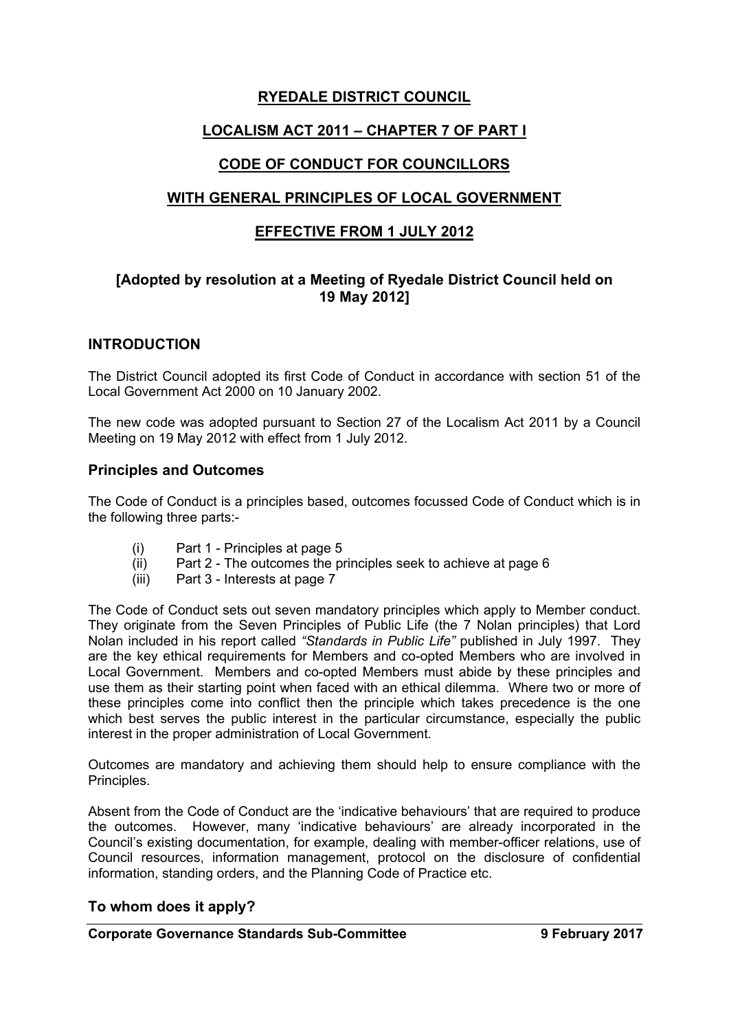# RYEDALE DISTRICT COUNCIL

## LOCALISM ACT 2011 – CHAPTER 7 OF PART I

## CODE OF CONDUCT FOR COUNCILLORS

## WITH GENERAL PRINCIPLES OF LOCAL GOVERNMENT

## EFFECTIVE FROM 1 JULY 2012

### [Adopted by resolution at a Meeting of Ryedale District Council held on 19 May 2012]

## INTRODUCTION

The District Council adopted its first Code of Conduct in accordance with section 51 of the Local Government Act 2000 on 10 January 2002.

The new code was adopted pursuant to Section 27 of the Localism Act 2011 by a Council Meeting on 19 May 2012 with effect from 1 July 2012.

### Principles and Outcomes

The Code of Conduct is a principles based, outcomes focussed Code of Conduct which is in the following three parts:-

(i) Part 1 - Principles at page 5
(ii) Part 2 - The outcomes the principles seek to achieve at page 6
(iii) Part 3 - Interests at page 7

The Code of Conduct sets out seven mandatory principles which apply to Member conduct. They originate from the Seven Principles of Public Life (the 7 Nolan principles) that Lord Nolan included in his report called *"Standards in Public Life"* published in July 1997. They are the key ethical requirements for Members and co-opted Members who are involved in Local Government. Members and co-opted Members must abide by these principles and use them as their starting point when faced with an ethical dilemma. Where two or more of these principles come into conflict then the principle which takes precedence is the one which best serves the public interest in the particular circumstance, especially the public interest in the proper administration of Local Government.

Outcomes are mandatory and achieving them should help to ensure compliance with the Principles.

Absent from the Code of Conduct are the 'indicative behaviours' that are required to produce the outcomes. However, many 'indicative behaviours' are already incorporated in the Council's existing documentation, for example, dealing with member-officer relations, use of Council resources, information management, protocol on the disclosure of confidential information, standing orders, and the Planning Code of Practice etc.

### To whom does it apply?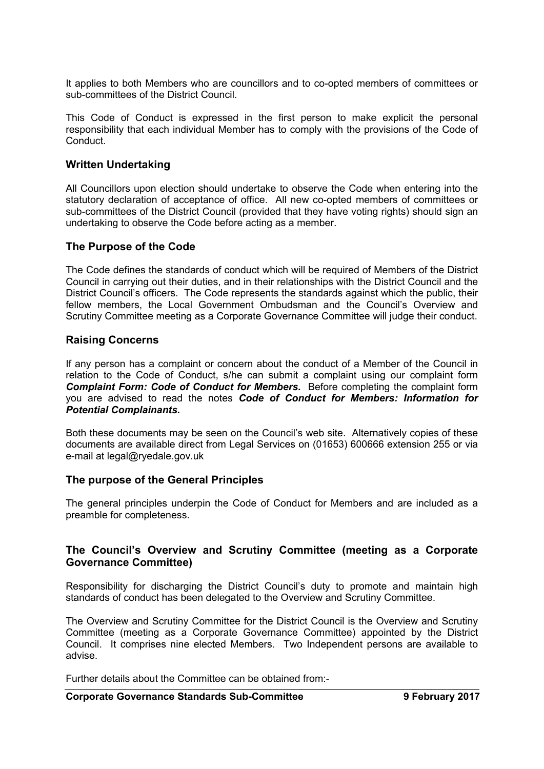It applies to both Members who are councillors and to co-opted members of committees or sub-committees of the District Council.

This Code of Conduct is expressed in the first person to make explicit the personal responsibility that each individual Member has to comply with the provisions of the Code of Conduct.

### Written Undertaking

All Councillors upon election should undertake to observe the Code when entering into the statutory declaration of acceptance of office. All new co-opted members of committees or sub-committees of the District Council (provided that they have voting rights) should sign an undertaking to observe the Code before acting as a member.

### The Purpose of the Code

The Code defines the standards of conduct which will be required of Members of the District Council in carrying out their duties, and in their relationships with the District Council and the District Council's officers. The Code represents the standards against which the public, their fellow members, the Local Government Ombudsman and the Council's Overview and Scrutiny Committee meeting as a Corporate Governance Committee will judge their conduct.

### Raising Concerns

If any person has a complaint or concern about the conduct of a Member of the Council in relation to the Code of Conduct, s/he can submit a complaint using our complaint form ***Complaint Form: Code of Conduct for Members.*** Before completing the complaint form you are advised to read the notes ***Code of Conduct for Members: Information for Potential Complainants.***

Both these documents may be seen on the Council's web site. Alternatively copies of these documents are available direct from Legal Services on (01653) 600666 extension 255 or via e-mail at legal@ryedale.gov.uk

### The purpose of the General Principles

The general principles underpin the Code of Conduct for Members and are included as a preamble for completeness.

### The Council's Overview and Scrutiny Committee (meeting as a Corporate Governance Committee)

Responsibility for discharging the District Council's duty to promote and maintain high standards of conduct has been delegated to the Overview and Scrutiny Committee.

The Overview and Scrutiny Committee for the District Council is the Overview and Scrutiny Committee (meeting as a Corporate Governance Committee) appointed by the District Council. It comprises nine elected Members. Two Independent persons are available to advise.

Further details about the Committee can be obtained from:-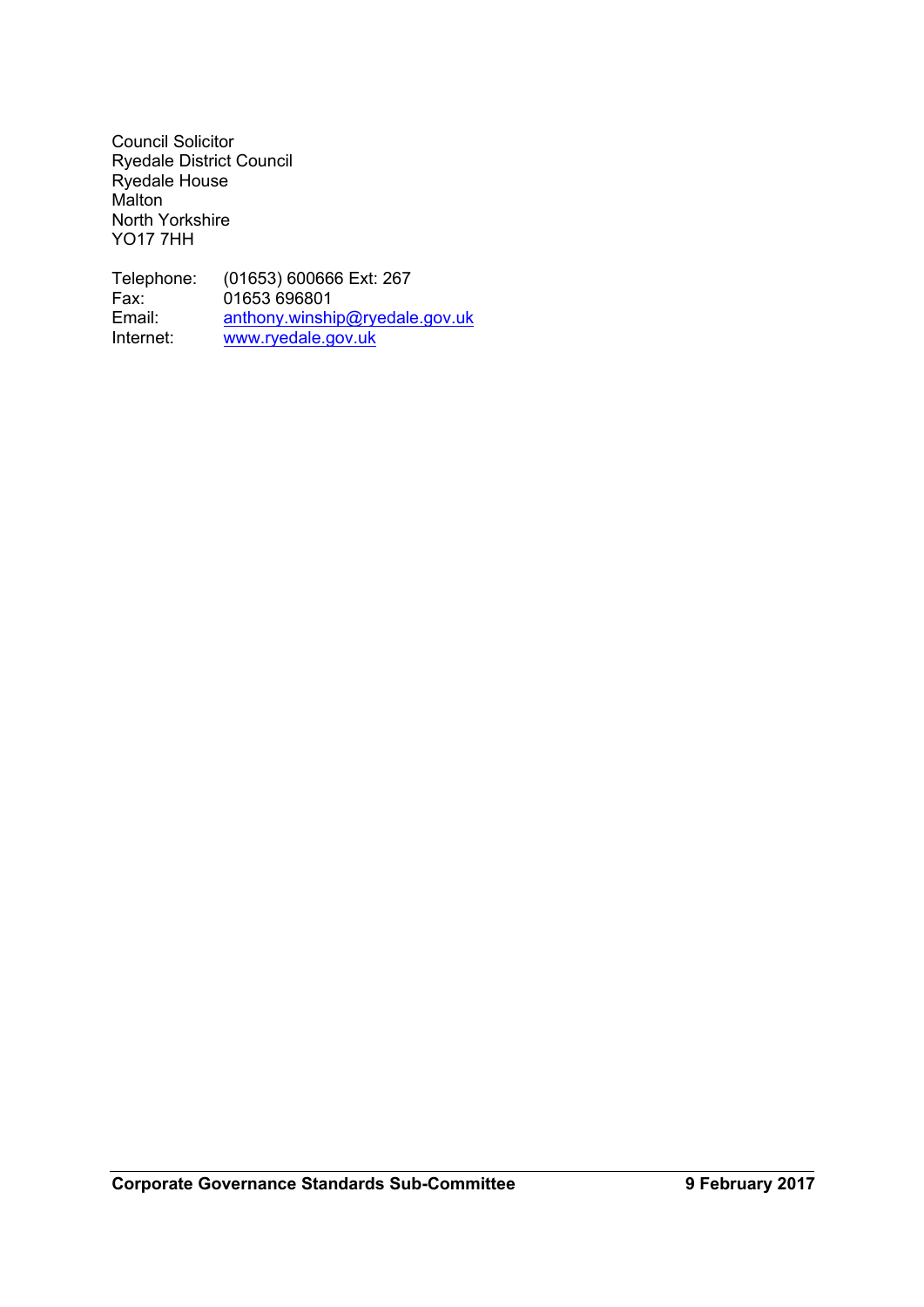Council Solicitor
Ryedale District Council
Ryedale House
Malton
North Yorkshire
YO17 7HH

| | |
|---|---|
| Telephone: | (01653) 600666 Ext: 267 |
| Fax: | 01653 696801 |
| Email: | anthony.winship@ryedale.gov.uk |
| Internet: | www.ryedale.gov.uk |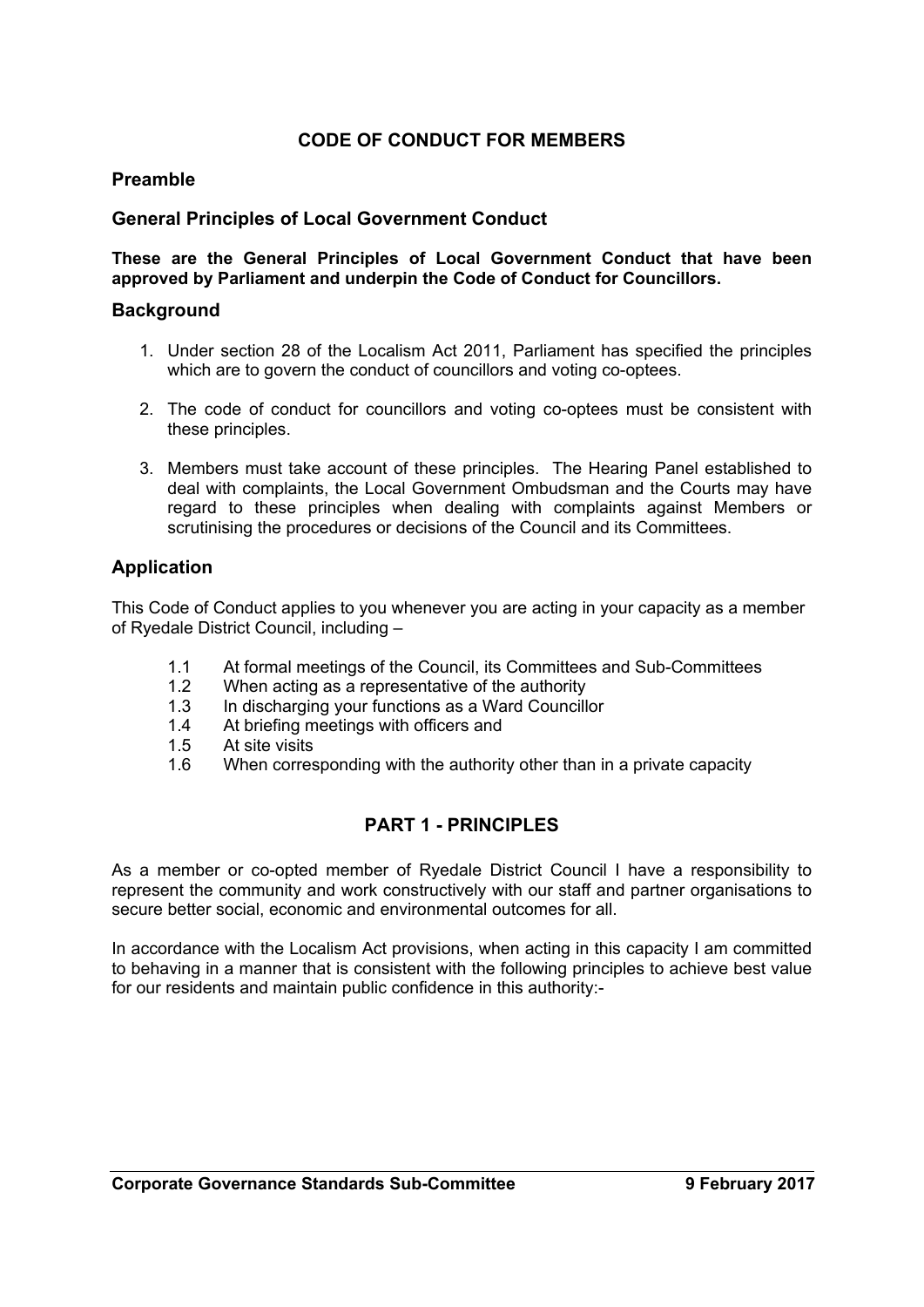## CODE OF CONDUCT FOR MEMBERS

### Preamble

### General Principles of Local Government Conduct

**These are the General Principles of Local Government Conduct that have been approved by Parliament and underpin the Code of Conduct for Councillors.**

### Background

1. Under section 28 of the Localism Act 2011, Parliament has specified the principles which are to govern the conduct of councillors and voting co-optees.

2. The code of conduct for councillors and voting co-optees must be consistent with these principles.

3. Members must take account of these principles. The Hearing Panel established to deal with complaints, the Local Government Ombudsman and the Courts may have regard to these principles when dealing with complaints against Members or scrutinising the procedures or decisions of the Council and its Committees.

### Application

This Code of Conduct applies to you whenever you are acting in your capacity as a member of Ryedale District Council, including –

- 1.1 At formal meetings of the Council, its Committees and Sub-Committees
- 1.2 When acting as a representative of the authority
- 1.3 In discharging your functions as a Ward Councillor
- 1.4 At briefing meetings with officers and
- 1.5 At site visits
- 1.6 When corresponding with the authority other than in a private capacity

## PART 1 - PRINCIPLES

As a member or co-opted member of Ryedale District Council I have a responsibility to represent the community and work constructively with our staff and partner organisations to secure better social, economic and environmental outcomes for all.

In accordance with the Localism Act provisions, when acting in this capacity I am committed to behaving in a manner that is consistent with the following principles to achieve best value for our residents and maintain public confidence in this authority:-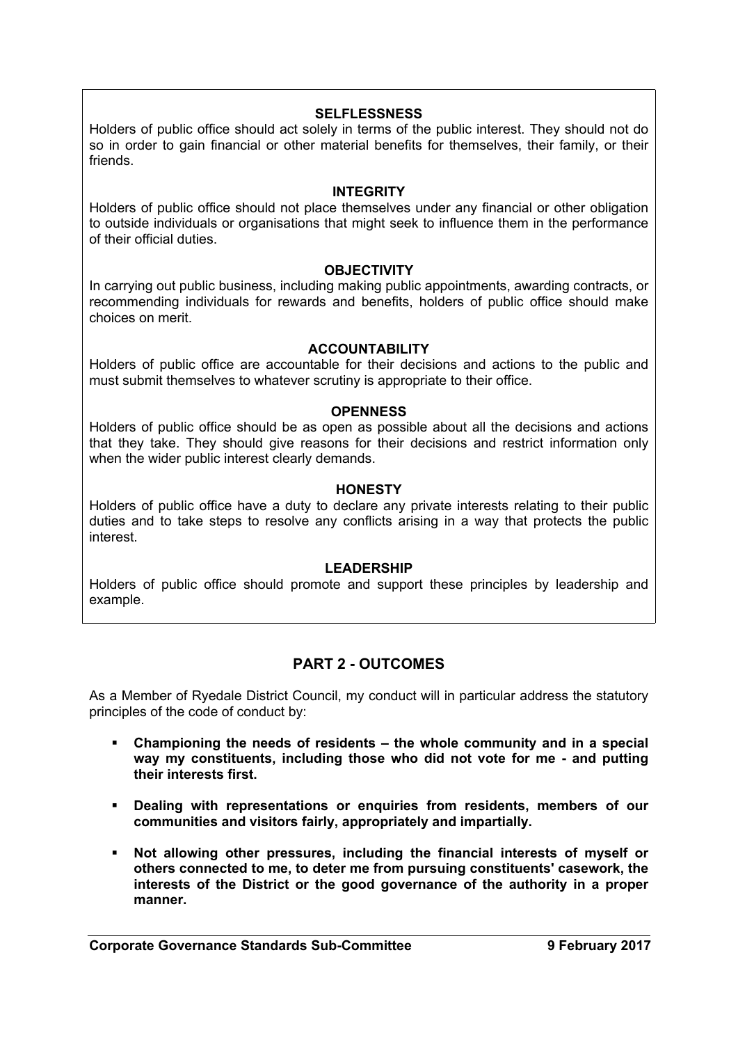**SELFLESSNESS**

Holders of public office should act solely in terms of the public interest. They should not do so in order to gain financial or other material benefits for themselves, their family, or their friends.

**INTEGRITY**

Holders of public office should not place themselves under any financial or other obligation to outside individuals or organisations that might seek to influence them in the performance of their official duties.

**OBJECTIVITY**

In carrying out public business, including making public appointments, awarding contracts, or recommending individuals for rewards and benefits, holders of public office should make choices on merit.

**ACCOUNTABILITY**

Holders of public office are accountable for their decisions and actions to the public and must submit themselves to whatever scrutiny is appropriate to their office.

**OPENNESS**

Holders of public office should be as open as possible about all the decisions and actions that they take. They should give reasons for their decisions and restrict information only when the wider public interest clearly demands.

**HONESTY**

Holders of public office have a duty to declare any private interests relating to their public duties and to take steps to resolve any conflicts arising in a way that protects the public interest.

**LEADERSHIP**

Holders of public office should promote and support these principles by leadership and example.

## PART 2 - OUTCOMES

As a Member of Ryedale District Council, my conduct will in particular address the statutory principles of the code of conduct by:

- **Championing the needs of residents – the whole community and in a special way my constituents, including those who did not vote for me - and putting their interests first.**
- **Dealing with representations or enquiries from residents, members of our communities and visitors fairly, appropriately and impartially.**
- **Not allowing other pressures, including the financial interests of myself or others connected to me, to deter me from pursuing constituents' casework, the interests of the District or the good governance of the authority in a proper manner.**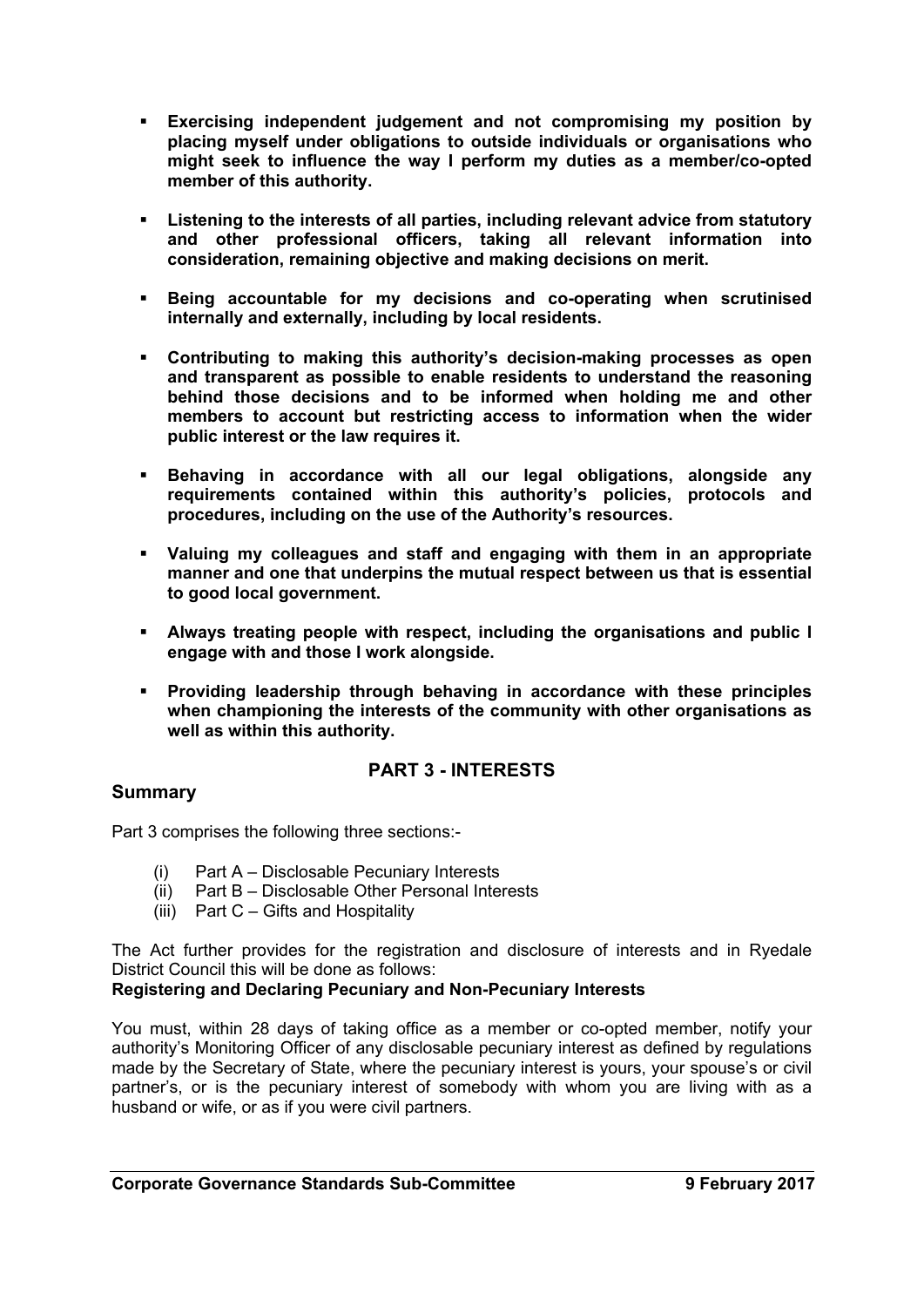- **Exercising independent judgement and not compromising my position by placing myself under obligations to outside individuals or organisations who might seek to influence the way I perform my duties as a member/co-opted member of this authority.**

- **Listening to the interests of all parties, including relevant advice from statutory and other professional officers, taking all relevant information into consideration, remaining objective and making decisions on merit.**

- **Being accountable for my decisions and co-operating when scrutinised internally and externally, including by local residents.**

- **Contributing to making this authority's decision-making processes as open and transparent as possible to enable residents to understand the reasoning behind those decisions and to be informed when holding me and other members to account but restricting access to information when the wider public interest or the law requires it.**

- **Behaving in accordance with all our legal obligations, alongside any requirements contained within this authority's policies, protocols and procedures, including on the use of the Authority's resources.**

- **Valuing my colleagues and staff and engaging with them in an appropriate manner and one that underpins the mutual respect between us that is essential to good local government.**

- **Always treating people with respect, including the organisations and public I engage with and those I work alongside.**

- **Providing leadership through behaving in accordance with these principles when championing the interests of the community with other organisations as well as within this authority.**

## PART 3 - INTERESTS

### Summary

Part 3 comprises the following three sections:-

(i) Part A – Disclosable Pecuniary Interests
(ii) Part B – Disclosable Other Personal Interests
(iii) Part C – Gifts and Hospitality

The Act further provides for the registration and disclosure of interests and in Ryedale District Council this will be done as follows:

**Registering and Declaring Pecuniary and Non-Pecuniary Interests**

You must, within 28 days of taking office as a member or co-opted member, notify your authority's Monitoring Officer of any disclosable pecuniary interest as defined by regulations made by the Secretary of State, where the pecuniary interest is yours, your spouse's or civil partner's, or is the pecuniary interest of somebody with whom you are living with as a husband or wife, or as if you were civil partners.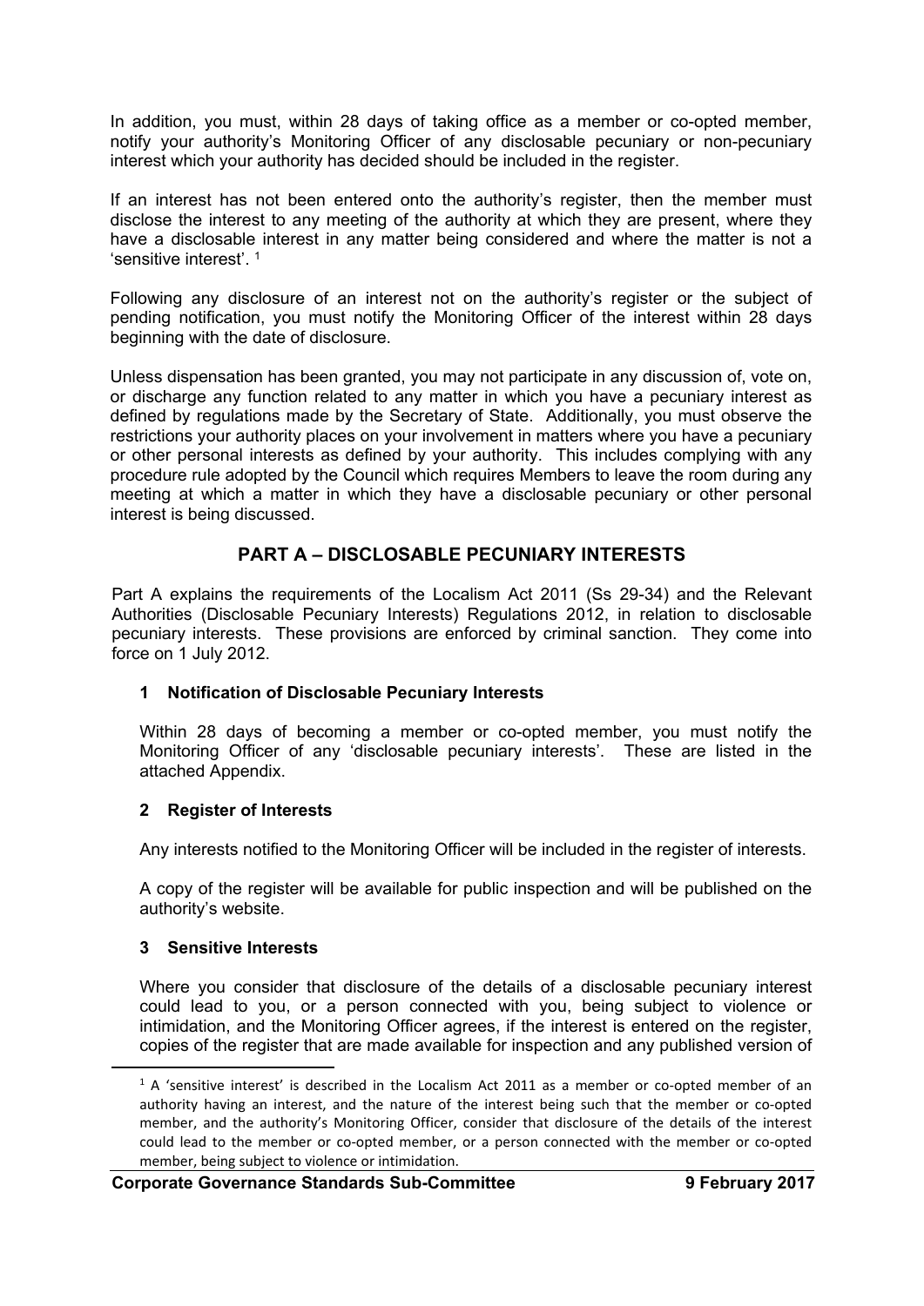In addition, you must, within 28 days of taking office as a member or co-opted member, notify your authority's Monitoring Officer of any disclosable pecuniary or non-pecuniary interest which your authority has decided should be included in the register.

If an interest has not been entered onto the authority's register, then the member must disclose the interest to any meeting of the authority at which they are present, where they have a disclosable interest in any matter being considered and where the matter is not a 'sensitive interest'. [1]

Following any disclosure of an interest not on the authority's register or the subject of pending notification, you must notify the Monitoring Officer of the interest within 28 days beginning with the date of disclosure.

Unless dispensation has been granted, you may not participate in any discussion of, vote on, or discharge any function related to any matter in which you have a pecuniary interest as defined by regulations made by the Secretary of State. Additionally, you must observe the restrictions your authority places on your involvement in matters where you have a pecuniary or other personal interests as defined by your authority. This includes complying with any procedure rule adopted by the Council which requires Members to leave the room during any meeting at which a matter in which they have a disclosable pecuniary or other personal interest is being discussed.

## PART A – DISCLOSABLE PECUNIARY INTERESTS

Part A explains the requirements of the Localism Act 2011 (Ss 29-34) and the Relevant Authorities (Disclosable Pecuniary Interests) Regulations 2012, in relation to disclosable pecuniary interests. These provisions are enforced by criminal sanction. They come into force on 1 July 2012.

### 1 Notification of Disclosable Pecuniary Interests

Within 28 days of becoming a member or co-opted member, you must notify the Monitoring Officer of any 'disclosable pecuniary interests'. These are listed in the attached Appendix.

### 2 Register of Interests

Any interests notified to the Monitoring Officer will be included in the register of interests.

A copy of the register will be available for public inspection and will be published on the authority's website.

### 3 Sensitive Interests

Where you consider that disclosure of the details of a disclosable pecuniary interest could lead to you, or a person connected with you, being subject to violence or intimidation, and the Monitoring Officer agrees, if the interest is entered on the register, copies of the register that are made available for inspection and any published version of

[1] A 'sensitive interest' is described in the Localism Act 2011 as a member or co-opted member of an authority having an interest, and the nature of the interest being such that the member or co-opted member, and the authority's Monitoring Officer, consider that disclosure of the details of the interest could lead to the member or co-opted member, or a person connected with the member or co-opted member, being subject to violence or intimidation.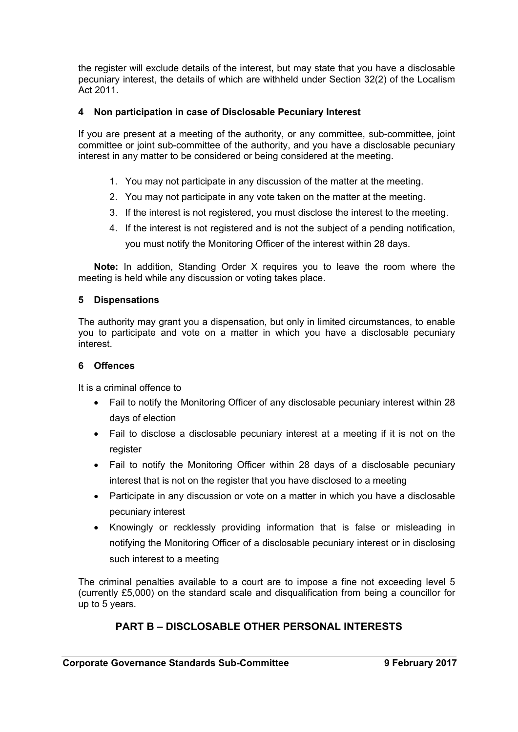the register will exclude details of the interest, but may state that you have a disclosable pecuniary interest, the details of which are withheld under Section 32(2) of the Localism Act 2011.

**4 Non participation in case of Disclosable Pecuniary Interest**

If you are present at a meeting of the authority, or any committee, sub-committee, joint committee or joint sub-committee of the authority, and you have a disclosable pecuniary interest in any matter to be considered or being considered at the meeting.

1. You may not participate in any discussion of the matter at the meeting.
2. You may not participate in any vote taken on the matter at the meeting.
3. If the interest is not registered, you must disclose the interest to the meeting.
4. If the interest is not registered and is not the subject of a pending notification, you must notify the Monitoring Officer of the interest within 28 days.

**Note:** In addition, Standing Order X requires you to leave the room where the meeting is held while any discussion or voting takes place.

**5 Dispensations**

The authority may grant you a dispensation, but only in limited circumstances, to enable you to participate and vote on a matter in which you have a disclosable pecuniary interest.

**6 Offences**

It is a criminal offence to

- Fail to notify the Monitoring Officer of any disclosable pecuniary interest within 28 days of election
- Fail to disclose a disclosable pecuniary interest at a meeting if it is not on the register
- Fail to notify the Monitoring Officer within 28 days of a disclosable pecuniary interest that is not on the register that you have disclosed to a meeting
- Participate in any discussion or vote on a matter in which you have a disclosable pecuniary interest
- Knowingly or recklessly providing information that is false or misleading in notifying the Monitoring Officer of a disclosable pecuniary interest or in disclosing such interest to a meeting

The criminal penalties available to a court are to impose a fine not exceeding level 5 (currently £5,000) on the standard scale and disqualification from being a councillor for up to 5 years.

## PART B – DISCLOSABLE OTHER PERSONAL INTERESTS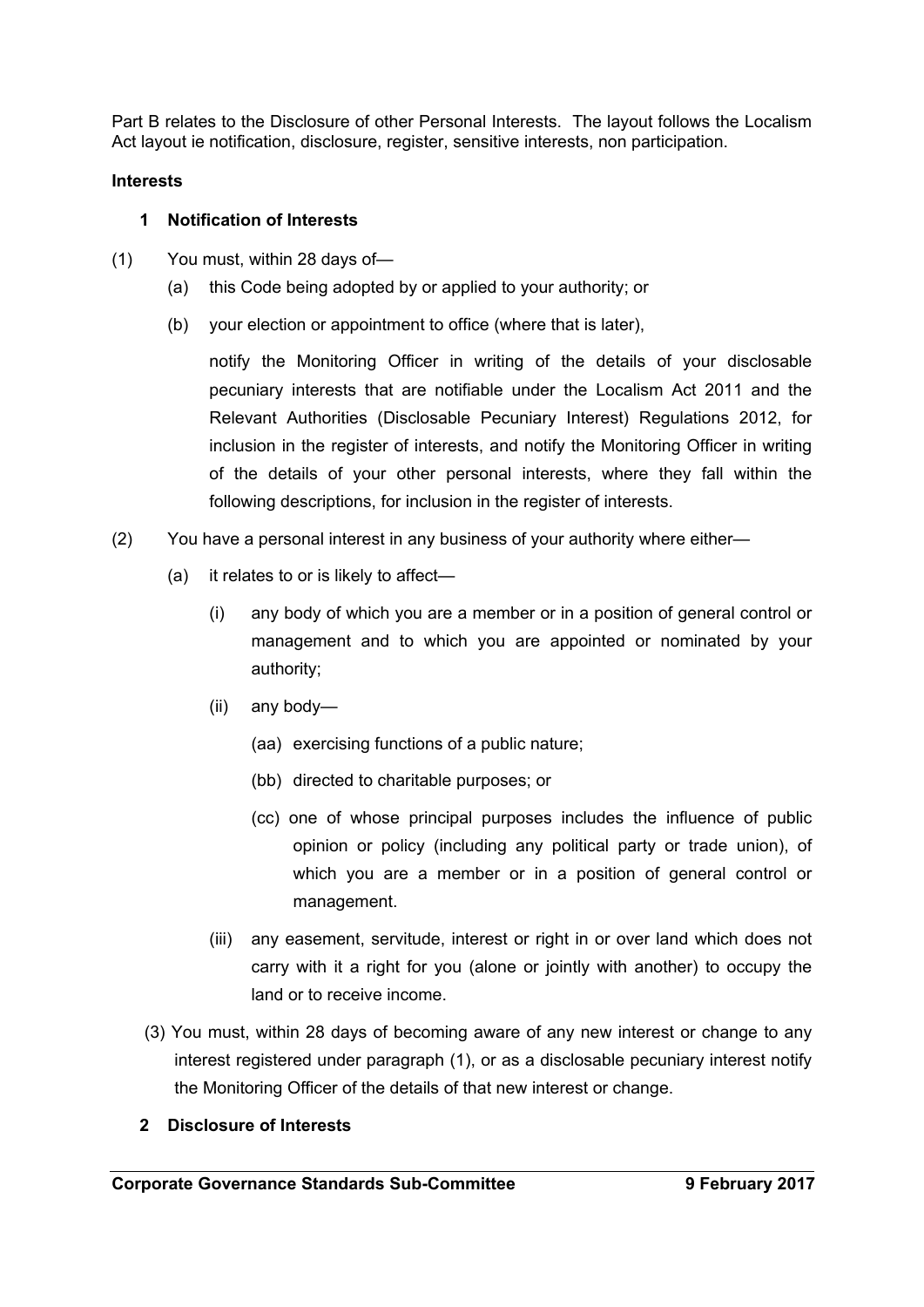Part B relates to the Disclosure of other Personal Interests. The layout follows the Localism Act layout ie notification, disclosure, register, sensitive interests, non participation.

**Interests**

**1 Notification of Interests**

(1) You must, within 28 days of—

(a) this Code being adopted by or applied to your authority; or

(b) your election or appointment to office (where that is later),

notify the Monitoring Officer in writing of the details of your disclosable pecuniary interests that are notifiable under the Localism Act 2011 and the Relevant Authorities (Disclosable Pecuniary Interest) Regulations 2012, for inclusion in the register of interests, and notify the Monitoring Officer in writing of the details of your other personal interests, where they fall within the following descriptions, for inclusion in the register of interests.

(2) You have a personal interest in any business of your authority where either—

(a) it relates to or is likely to affect—

(i) any body of which you are a member or in a position of general control or management and to which you are appointed or nominated by your authority;

(ii) any body—

(aa) exercising functions of a public nature;

(bb) directed to charitable purposes; or

(cc) one of whose principal purposes includes the influence of public opinion or policy (including any political party or trade union), of which you are a member or in a position of general control or management.

(iii) any easement, servitude, interest or right in or over land which does not carry with it a right for you (alone or jointly with another) to occupy the land or to receive income.

(3) You must, within 28 days of becoming aware of any new interest or change to any interest registered under paragraph (1), or as a disclosable pecuniary interest notify the Monitoring Officer of the details of that new interest or change.

**2 Disclosure of Interests**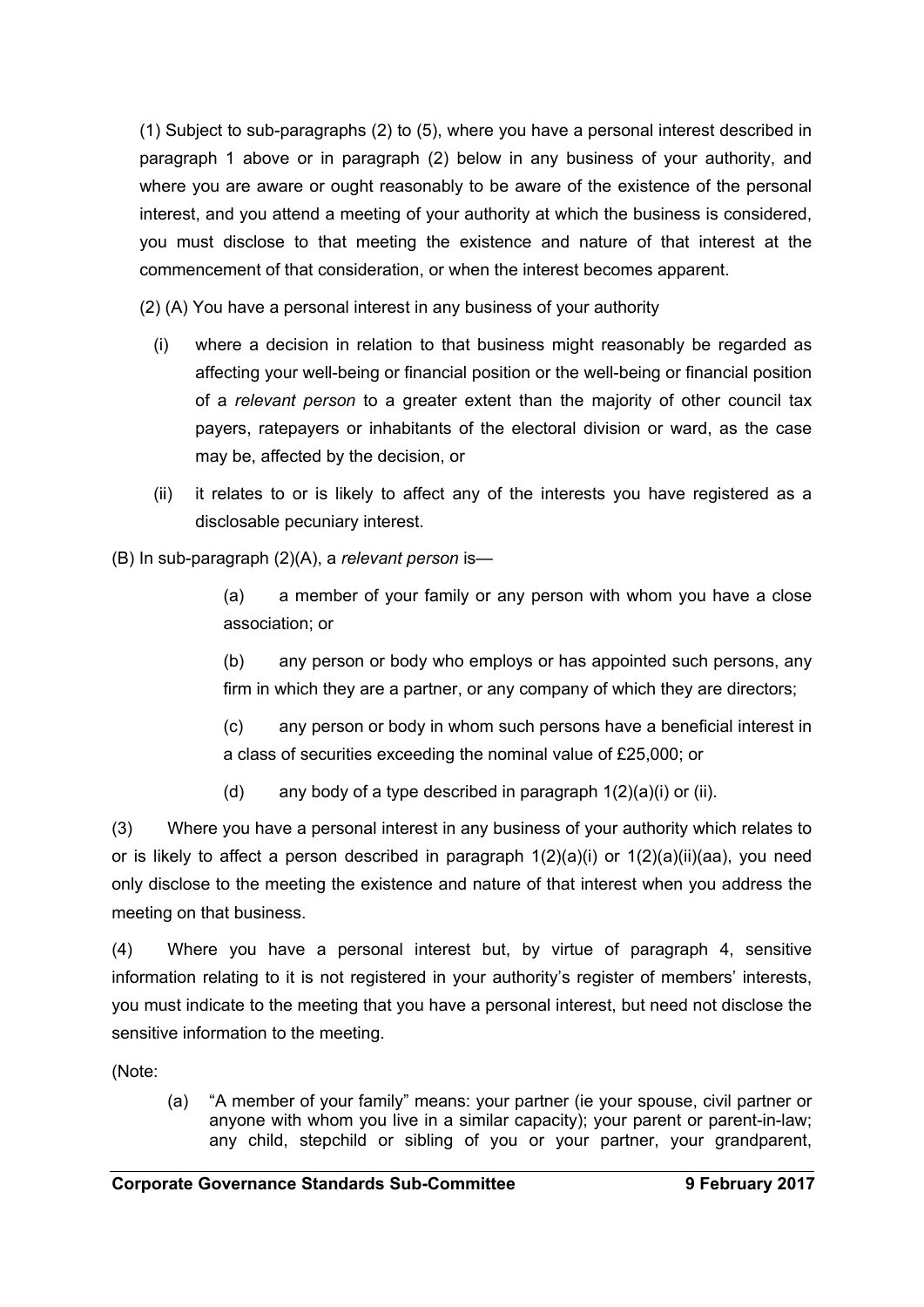(1) Subject to sub-paragraphs (2) to (5), where you have a personal interest described in paragraph 1 above or in paragraph (2) below in any business of your authority, and where you are aware or ought reasonably to be aware of the existence of the personal interest, and you attend a meeting of your authority at which the business is considered, you must disclose to that meeting the existence and nature of that interest at the commencement of that consideration, or when the interest becomes apparent.

(2) (A) You have a personal interest in any business of your authority

(i) where a decision in relation to that business might reasonably be regarded as affecting your well-being or financial position or the well-being or financial position of a *relevant person* to a greater extent than the majority of other council tax payers, ratepayers or inhabitants of the electoral division or ward, as the case may be, affected by the decision, or

(ii) it relates to or is likely to affect any of the interests you have registered as a disclosable pecuniary interest.

(B) In sub-paragraph (2)(A), a *relevant person* is—

(a) a member of your family or any person with whom you have a close association; or

(b) any person or body who employs or has appointed such persons, any firm in which they are a partner, or any company of which they are directors;

(c) any person or body in whom such persons have a beneficial interest in a class of securities exceeding the nominal value of £25,000; or

(d) any body of a type described in paragraph 1(2)(a)(i) or (ii).

(3) Where you have a personal interest in any business of your authority which relates to or is likely to affect a person described in paragraph 1(2)(a)(i) or 1(2)(a)(ii)(aa), you need only disclose to the meeting the existence and nature of that interest when you address the meeting on that business.

(4) Where you have a personal interest but, by virtue of paragraph 4, sensitive information relating to it is not registered in your authority's register of members' interests, you must indicate to the meeting that you have a personal interest, but need not disclose the sensitive information to the meeting.

(Note:

(a) "A member of your family" means: your partner (ie your spouse, civil partner or anyone with whom you live in a similar capacity); your parent or parent-in-law; any child, stepchild or sibling of you or your partner, your grandparent,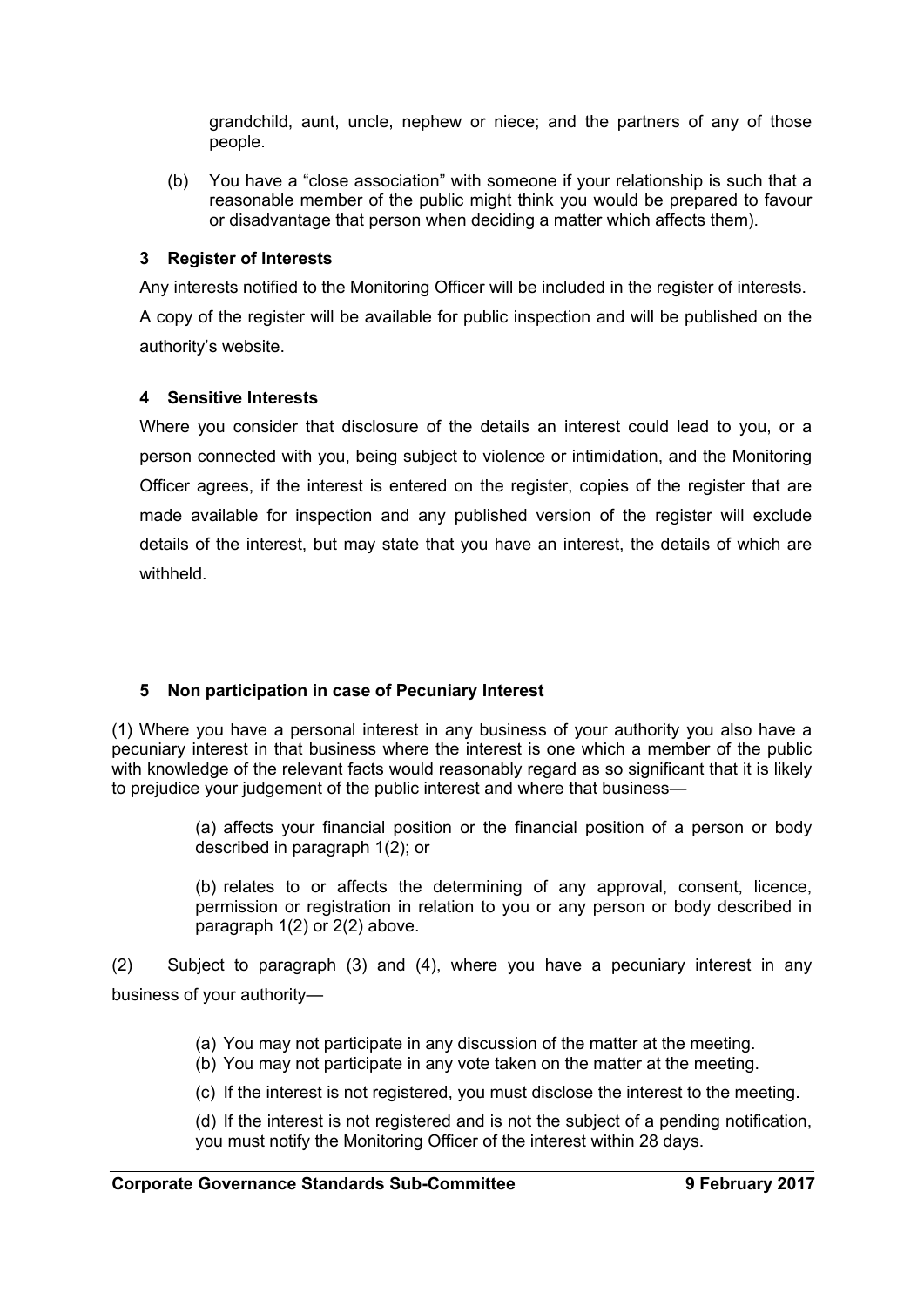grandchild, aunt, uncle, nephew or niece; and the partners of any of those people.

(b) You have a "close association" with someone if your relationship is such that a reasonable member of the public might think you would be prepared to favour or disadvantage that person when deciding a matter which affects them).

### 3 Register of Interests

Any interests notified to the Monitoring Officer will be included in the register of interests. A copy of the register will be available for public inspection and will be published on the authority's website.

### 4 Sensitive Interests

Where you consider that disclosure of the details an interest could lead to you, or a person connected with you, being subject to violence or intimidation, and the Monitoring Officer agrees, if the interest is entered on the register, copies of the register that are made available for inspection and any published version of the register will exclude details of the interest, but may state that you have an interest, the details of which are withheld.

### 5 Non participation in case of Pecuniary Interest

(1) Where you have a personal interest in any business of your authority you also have a pecuniary interest in that business where the interest is one which a member of the public with knowledge of the relevant facts would reasonably regard as so significant that it is likely to prejudice your judgement of the public interest and where that business—

(a) affects your financial position or the financial position of a person or body described in paragraph 1(2); or

(b) relates to or affects the determining of any approval, consent, licence, permission or registration in relation to you or any person or body described in paragraph 1(2) or 2(2) above.

(2) Subject to paragraph (3) and (4), where you have a pecuniary interest in any business of your authority—

(a) You may not participate in any discussion of the matter at the meeting.

(b) You may not participate in any vote taken on the matter at the meeting.

(c) If the interest is not registered, you must disclose the interest to the meeting.

(d) If the interest is not registered and is not the subject of a pending notification, you must notify the Monitoring Officer of the interest within 28 days.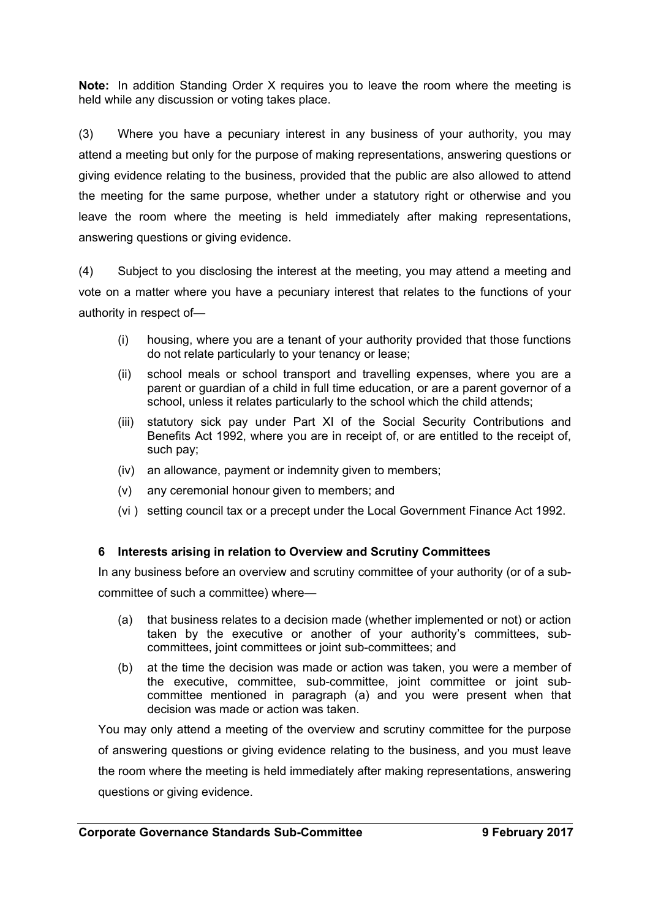**Note:** In addition Standing Order X requires you to leave the room where the meeting is held while any discussion or voting takes place.

(3) Where you have a pecuniary interest in any business of your authority, you may attend a meeting but only for the purpose of making representations, answering questions or giving evidence relating to the business, provided that the public are also allowed to attend the meeting for the same purpose, whether under a statutory right or otherwise and you leave the room where the meeting is held immediately after making representations, answering questions or giving evidence.

(4) Subject to you disclosing the interest at the meeting, you may attend a meeting and vote on a matter where you have a pecuniary interest that relates to the functions of your authority in respect of—

- (i) housing, where you are a tenant of your authority provided that those functions do not relate particularly to your tenancy or lease;
- (ii) school meals or school transport and travelling expenses, where you are a parent or guardian of a child in full time education, or are a parent governor of a school, unless it relates particularly to the school which the child attends;
- (iii) statutory sick pay under Part XI of the Social Security Contributions and Benefits Act 1992, where you are in receipt of, or are entitled to the receipt of, such pay;
- (iv) an allowance, payment or indemnity given to members;
- (v) any ceremonial honour given to members; and
- (vi ) setting council tax or a precept under the Local Government Finance Act 1992.

### 6 Interests arising in relation to Overview and Scrutiny Committees

In any business before an overview and scrutiny committee of your authority (or of a sub-committee of such a committee) where—

- (a) that business relates to a decision made (whether implemented or not) or action taken by the executive or another of your authority's committees, sub-committees, joint committees or joint sub-committees; and
- (b) at the time the decision was made or action was taken, you were a member of the executive, committee, sub-committee, joint committee or joint sub-committee mentioned in paragraph (a) and you were present when that decision was made or action was taken.

You may only attend a meeting of the overview and scrutiny committee for the purpose of answering questions or giving evidence relating to the business, and you must leave the room where the meeting is held immediately after making representations, answering questions or giving evidence.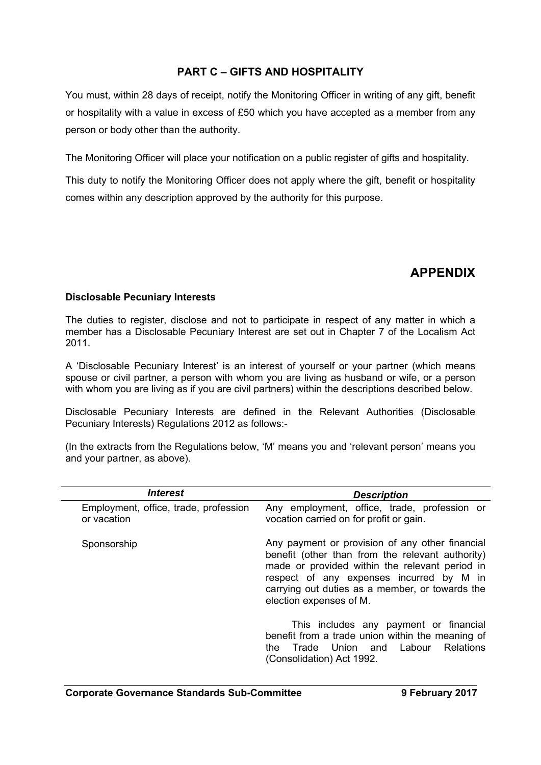## PART C – GIFTS AND HOSPITALITY

You must, within 28 days of receipt, notify the Monitoring Officer in writing of any gift, benefit or hospitality with a value in excess of £50 which you have accepted as a member from any person or body other than the authority.

The Monitoring Officer will place your notification on a public register of gifts and hospitality.

This duty to notify the Monitoring Officer does not apply where the gift, benefit or hospitality comes within any description approved by the authority for this purpose.

## APPENDIX

**Disclosable Pecuniary Interests**

The duties to register, disclose and not to participate in respect of any matter in which a member has a Disclosable Pecuniary Interest are set out in Chapter 7 of the Localism Act 2011.

A 'Disclosable Pecuniary Interest' is an interest of yourself or your partner (which means spouse or civil partner, a person with whom you are living as husband or wife, or a person with whom you are living as if you are civil partners) within the descriptions described below.

Disclosable Pecuniary Interests are defined in the Relevant Authorities (Disclosable Pecuniary Interests) Regulations 2012 as follows:-

(In the extracts from the Regulations below, 'M' means you and 'relevant person' means you and your partner, as above).

| ***Interest*** | ***Description*** |
|---|---|
| Employment, office, trade, profession or vacation | Any employment, office, trade, profession or vocation carried on for profit or gain. |
| Sponsorship | Any payment or provision of any other financial benefit (other than from the relevant authority) made or provided within the relevant period in respect of any expenses incurred by M in carrying out duties as a member, or towards the election expenses of M.<br><br>This includes any payment or financial benefit from a trade union within the meaning of the Trade Union and Labour Relations (Consolidation) Act 1992. |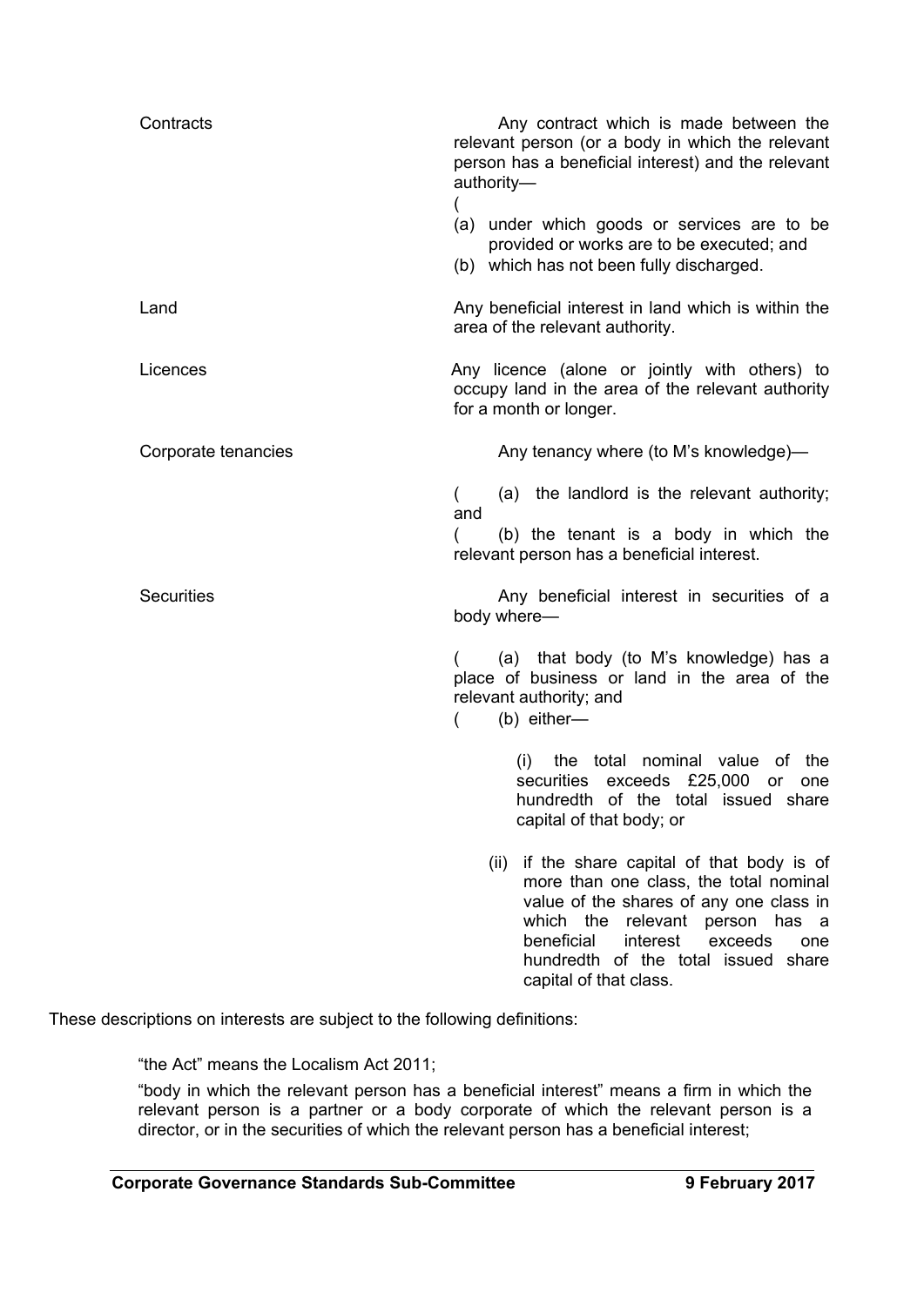| | |
|---|---|
| Contracts | Any contract which is made between the relevant person (or a body in which the relevant person has a beneficial interest) and the relevant authority— <br> ( <br> (a) under which goods or services are to be provided or works are to be executed; and <br> (b) which has not been fully discharged. |
| Land | Any beneficial interest in land which is within the area of the relevant authority. |
| Licences | Any licence (alone or jointly with others) to occupy land in the area of the relevant authority for a month or longer. |
| Corporate tenancies | Any tenancy where (to M's knowledge)— <br> ( (a) the landlord is the relevant authority; and <br> ( (b) the tenant is a body in which the relevant person has a beneficial interest. |
| Securities | Any beneficial interest in securities of a body where— <br> ( (a) that body (to M's knowledge) has a place of business or land in the area of the relevant authority; and <br> ( (b) either— <br> (i) the total nominal value of the securities exceeds £25,000 or one hundredth of the total issued share capital of that body; or <br> (ii) if the share capital of that body is of more than one class, the total nominal value of the shares of any one class in which the relevant person has a beneficial interest exceeds one hundredth of the total issued share capital of that class. |

These descriptions on interests are subject to the following definitions:

"the Act" means the Localism Act 2011;

"body in which the relevant person has a beneficial interest" means a firm in which the relevant person is a partner or a body corporate of which the relevant person is a director, or in the securities of which the relevant person has a beneficial interest;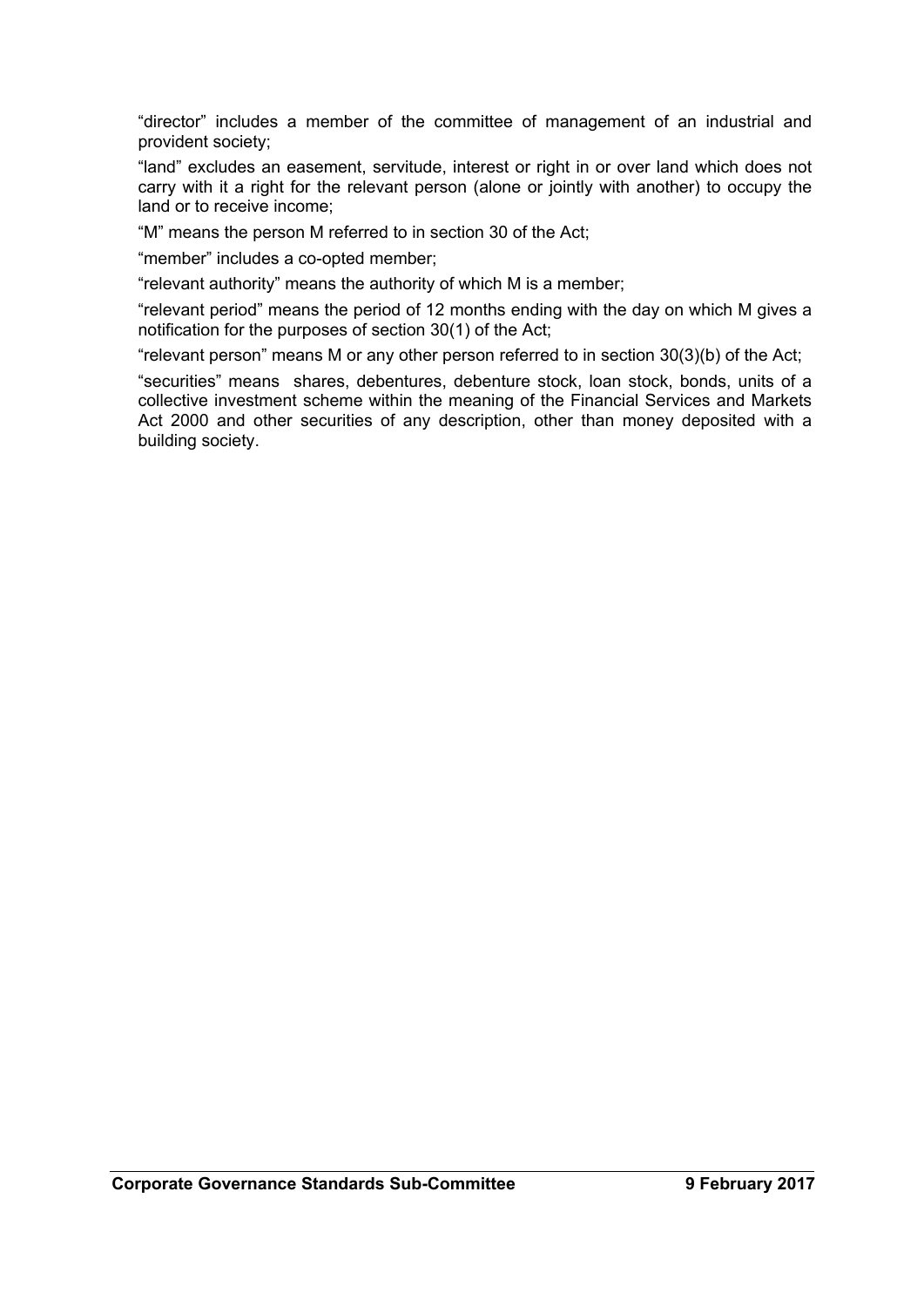"director" includes a member of the committee of management of an industrial and provident society;

"land" excludes an easement, servitude, interest or right in or over land which does not carry with it a right for the relevant person (alone or jointly with another) to occupy the land or to receive income;

"M" means the person M referred to in section 30 of the Act;

"member" includes a co-opted member;

"relevant authority" means the authority of which M is a member;

"relevant period" means the period of 12 months ending with the day on which M gives a notification for the purposes of section 30(1) of the Act;

"relevant person" means M or any other person referred to in section 30(3)(b) of the Act;

"securities" means shares, debentures, debenture stock, loan stock, bonds, units of a collective investment scheme within the meaning of the Financial Services and Markets Act 2000 and other securities of any description, other than money deposited with a building society.